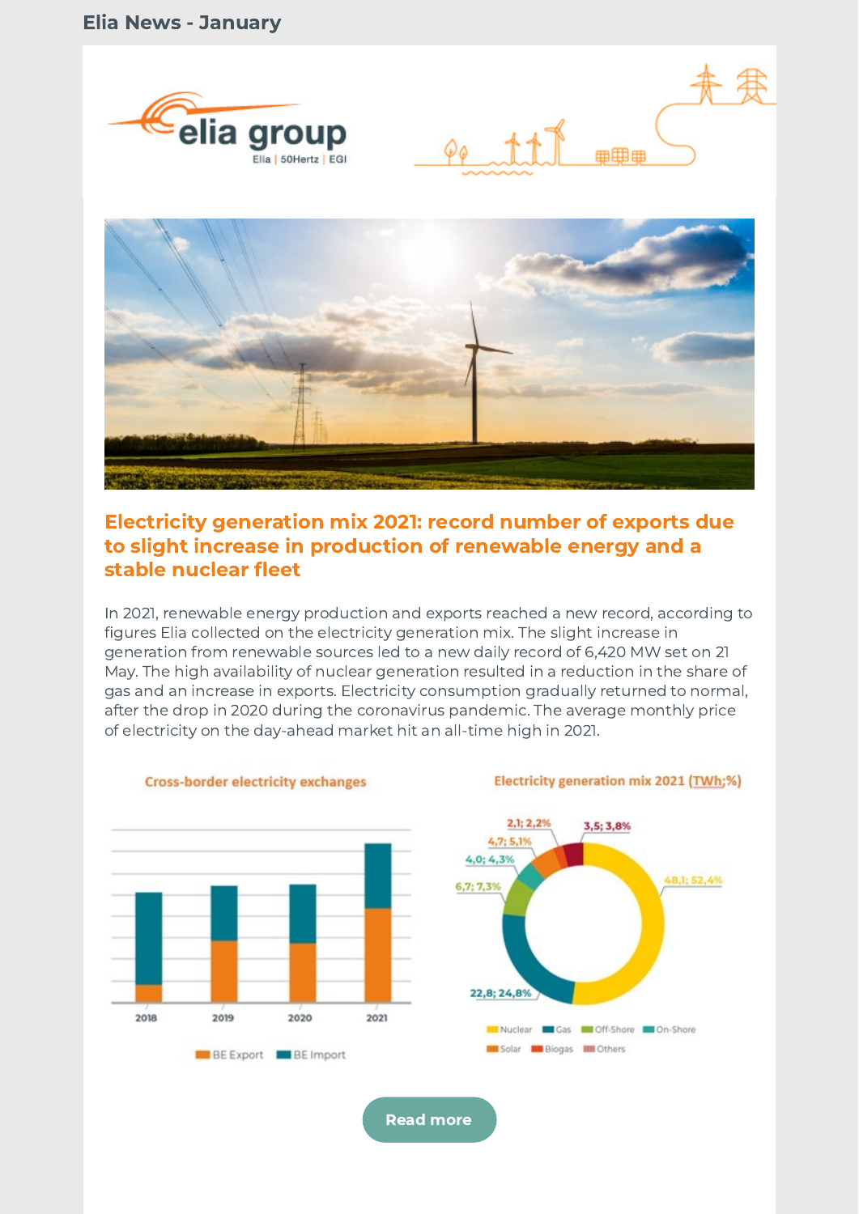# Elia News - January

## Electricity generation mix 2021: record number of exports due to slight increase in production of renewable energy and a stable nuclear fleet

In 2021, renewable energy production and exports reached a new record, according to figures Elia collected on the electricity generation mix. The slight increase in generation from renewable sources led to a new daily record of 6,420 MW set on 21 May. The high availability of nuclear generation resulted in a reduction in the share of gas and an increase in exports. Electricity consumption gradually returned to normal, after the drop in 2020 during the coronavirus pandemic. The average monthly price of electricity on the day-ahead market hit an all-time high in 2021.

**Cross-border electricity exchanges**

2018 · 2019 · 2020 · 2021

BE Export · BE Import

**Electricity generation mix 2021 (TWh;%)**

- Nuclear: 48,1; 52,4%
- Gas: 22,8; 24,8%
- Off-Shore: 6,7; 7,3%
- On-Shore: 4,0; 4,3%
- Solar: 4,7; 5,1%
- Biogas: 2,1; 2,2%
- Others: 3,5; 3,8%

Read more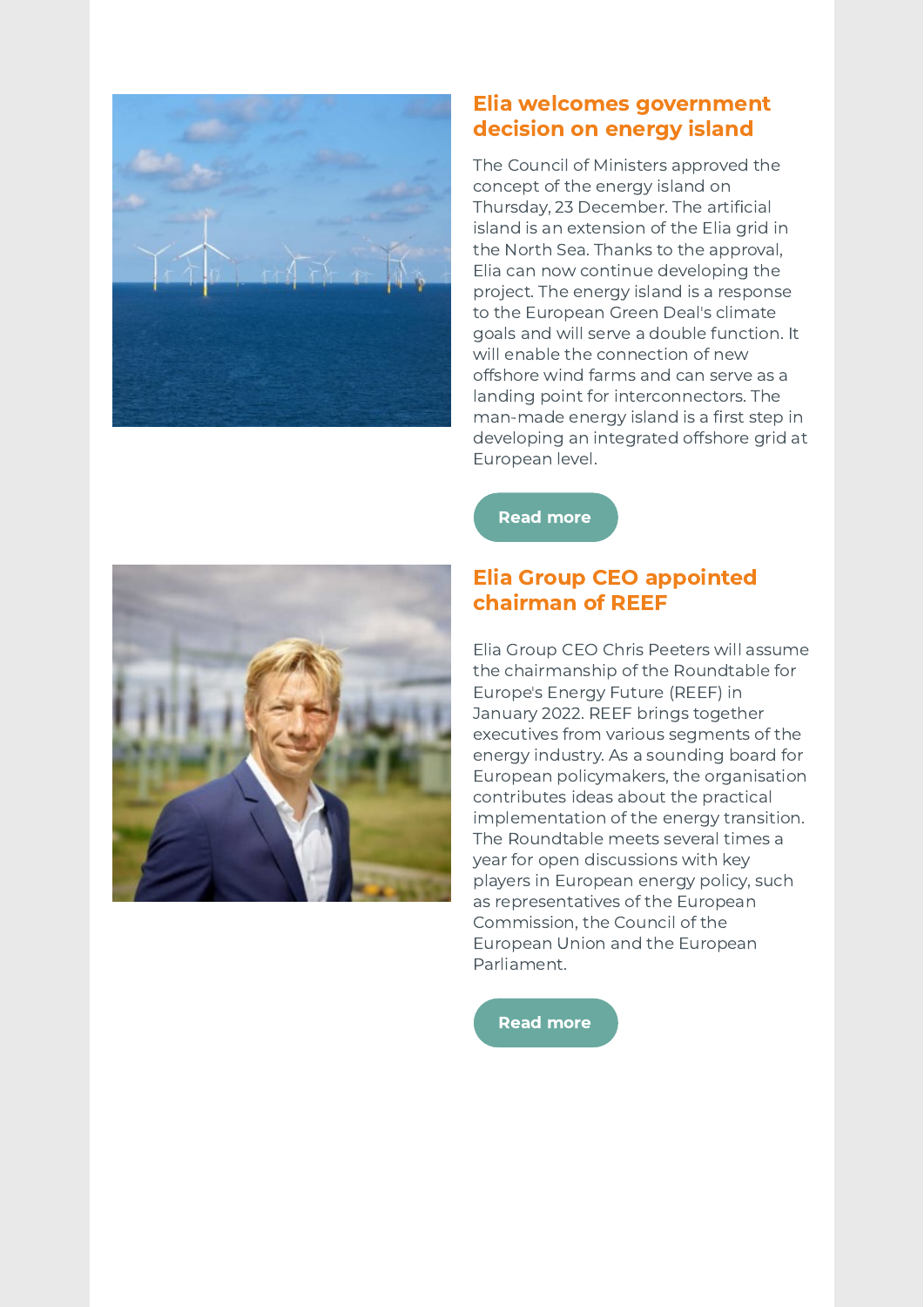## Elia welcomes government decision on energy island

The Council of Ministers approved the concept of the energy island on Thursday, 23 December. The artificial island is an extension of the Elia grid in the North Sea. Thanks to the approval, Elia can now continue developing the project. The energy island is a response to the European Green Deal's climate goals and will serve a double function. It will enable the connection of new offshore wind farms and can serve as a landing point for interconnectors. The man-made energy island is a first step in developing an integrated offshore grid at European level.

Read more

## Elia Group CEO appointed chairman of REEF

Elia Group CEO Chris Peeters will assume the chairmanship of the Roundtable for Europe's Energy Future (REEF) in January 2022. REEF brings together executives from various segments of the energy industry. As a sounding board for European policymakers, the organisation contributes ideas about the practical implementation of the energy transition. The Roundtable meets several times a year for open discussions with key players in European energy policy, such as representatives of the European Commission, the Council of the European Union and the European Parliament.

Read more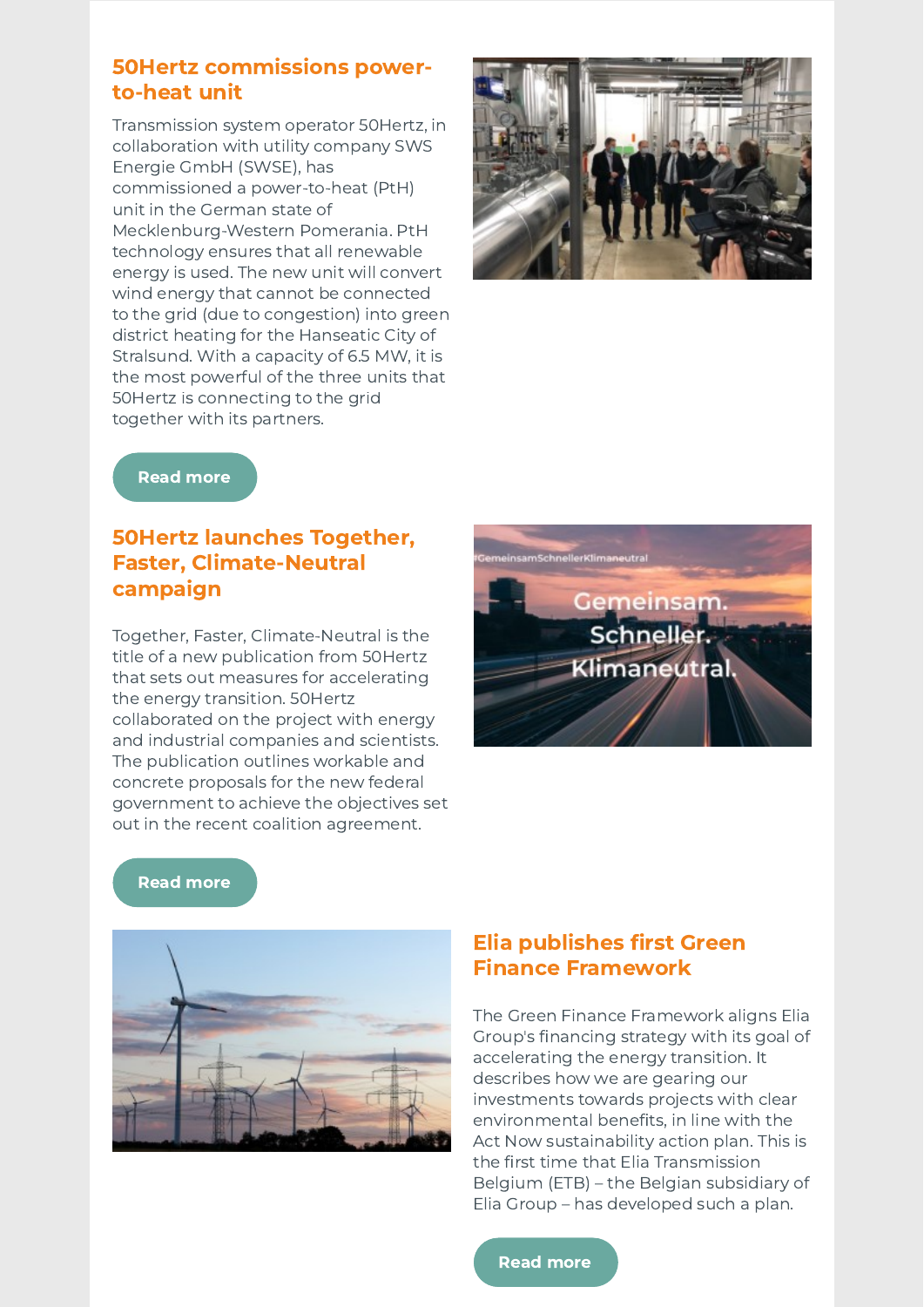## 50Hertz commissions power-to-heat unit

Transmission system operator 50Hertz, in collaboration with utility company SWS Energie GmbH (SWSE), has commissioned a power-to-heat (PtH) unit in the German state of Mecklenburg-Western Pomerania. PtH technology ensures that all renewable energy is used. The new unit will convert wind energy that cannot be connected to the grid (due to congestion) into green district heating for the Hanseatic City of Stralsund. With a capacity of 6.5 MW, it is the most powerful of the three units that 50Hertz is connecting to the grid together with its partners.

Read more

## 50Hertz launches Together, Faster, Climate-Neutral campaign

Together, Faster, Climate-Neutral is the title of a new publication from 50Hertz that sets out measures for accelerating the energy transition. 50Hertz collaborated on the project with energy and industrial companies and scientists. The publication outlines workable and concrete proposals for the new federal government to achieve the objectives set out in the recent coalition agreement.

Read more

## Elia publishes first Green Finance Framework

The Green Finance Framework aligns Elia Group's financing strategy with its goal of accelerating the energy transition. It describes how we are gearing our investments towards projects with clear environmental benefits, in line with the Act Now sustainability action plan. This is the first time that Elia Transmission Belgium (ETB) – the Belgian subsidiary of Elia Group – has developed such a plan.

Read more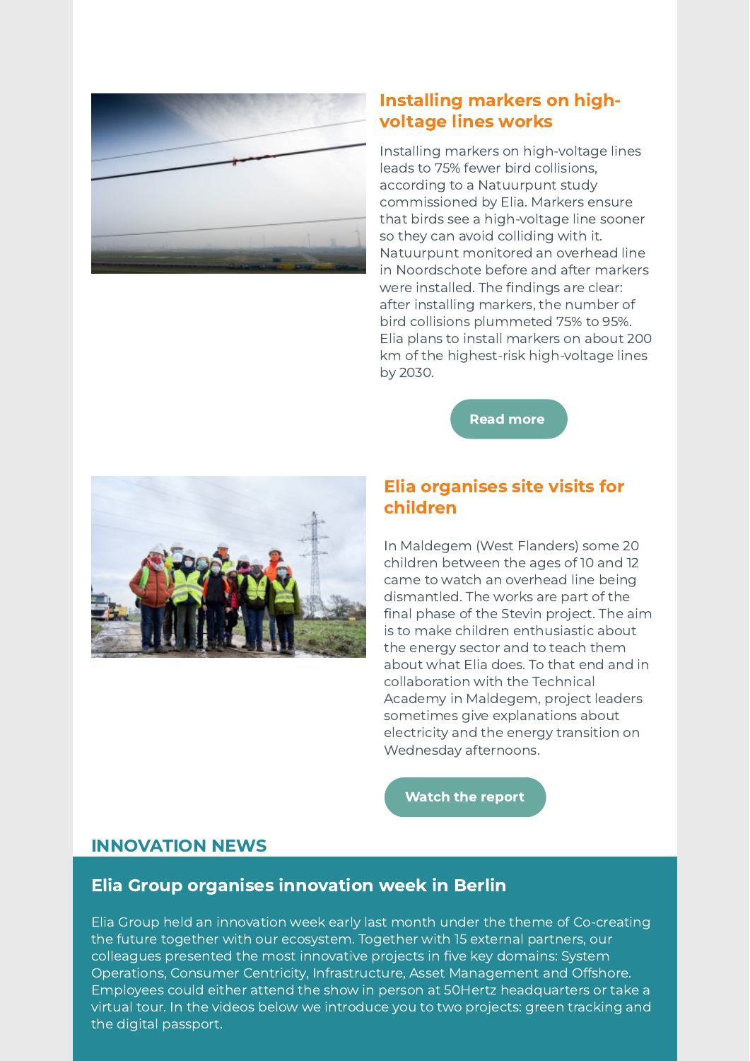## Installing markers on high-voltage lines works

Installing markers on high-voltage lines leads to 75% fewer bird collisions, according to a Natuurpunt study commissioned by Elia. Markers ensure that birds see a high-voltage line sooner so they can avoid colliding with it. Natuurpunt monitored an overhead line in Noordschote before and after markers were installed. The findings are clear: after installing markers, the number of bird collisions plummeted 75% to 95%. Elia plans to install markers on about 200 km of the highest-risk high-voltage lines by 2030.

Read more

## Elia organises site visits for children

In Maldegem (West Flanders) some 20 children between the ages of 10 and 12 came to watch an overhead line being dismantled. The works are part of the final phase of the Stevin project. The aim is to make children enthusiastic about the energy sector and to teach them about what Elia does. To that end and in collaboration with the Technical Academy in Maldegem, project leaders sometimes give explanations about electricity and the energy transition on Wednesday afternoons.

Watch the report

# INNOVATION NEWS

## Elia Group organises innovation week in Berlin

Elia Group held an innovation week early last month under the theme of Co-creating the future together with our ecosystem. Together with 15 external partners, our colleagues presented the most innovative projects in five key domains: System Operations, Consumer Centricity, Infrastructure, Asset Management and Offshore. Employees could either attend the show in person at 50Hertz headquarters or take a virtual tour. In the videos below we introduce you to two projects: green tracking and the digital passport.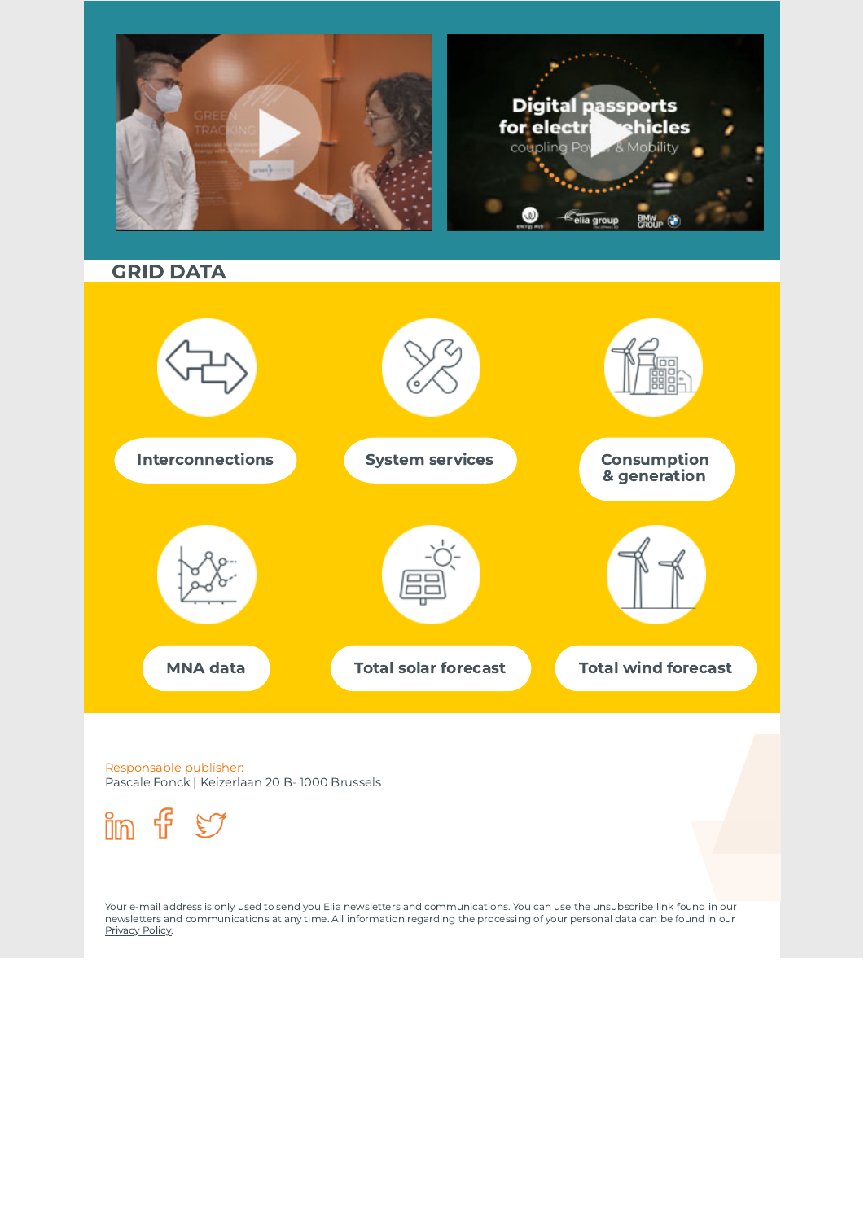## GRID DATA

- Interconnections
- System services
- Consumption & generation
- MNA data
- Total solar forecast
- Total wind forecast

Responsable publisher:
Pascale Fonck | Keizerlaan 20 B- 1000 Brussels

Your e-mail address is only used to send you Elia newsletters and communications. You can use the unsubscribe link found in our newsletters and communications at any time. All information regarding the processing of your personal data can be found in our Privacy Policy.